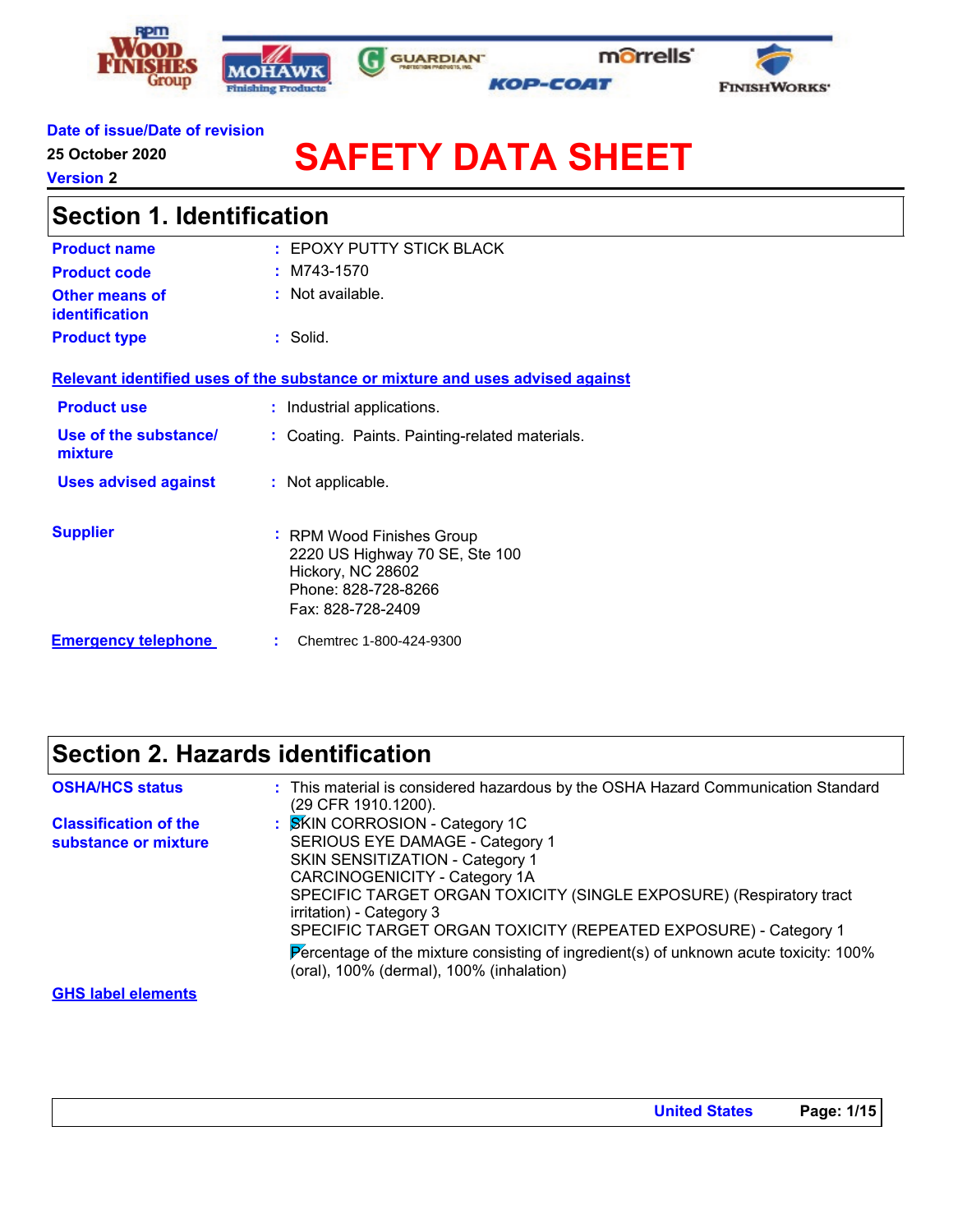Date of issue/Date of revision

25 October 2020

Version 2

# SAFETY DATA SHEET

## Section 1. Identification

| | | |
|---|---|---|
| **Product name** | : | EPOXY PUTTY STICK BLACK |
| **Product code** | : | M743-1570 |
| **Other means of identification** | : | Not available. |
| **Product type** | : | Solid. |

**Relevant identified uses of the substance or mixture and uses advised against**

| | | |
|---|---|---|
| **Product use** | : | Industrial applications. |
| **Use of the substance/ mixture** | : | Coating. Paints. Painting-related materials. |
| **Uses advised against** | : | Not applicable. |

| | | |
|---|---|---|
| **Supplier** | : | RPM Wood Finishes Group<br>2220 US Highway 70 SE, Ste 100<br>Hickory, NC 28602<br>Phone: 828-728-8266<br>Fax: 828-728-2409 |
| **Emergency telephone** | : | Chemtrec 1-800-424-9300 |

## Section 2. Hazards identification

| | | |
|---|---|---|
| **OSHA/HCS status** | : | This material is considered hazardous by the OSHA Hazard Communication Standard (29 CFR 1910.1200). |
| **Classification of the substance or mixture** | : | SKIN CORROSION - Category 1C<br>SERIOUS EYE DAMAGE - Category 1<br>SKIN SENSITIZATION - Category 1<br>CARCINOGENICITY - Category 1A<br>SPECIFIC TARGET ORGAN TOXICITY (SINGLE EXPOSURE) (Respiratory tract irritation) - Category 3<br>SPECIFIC TARGET ORGAN TOXICITY (REPEATED EXPOSURE) - Category 1<br>Percentage of the mixture consisting of ingredient(s) of unknown acute toxicity: 100% (oral), 100% (dermal), 100% (inhalation) |

**GHS label elements**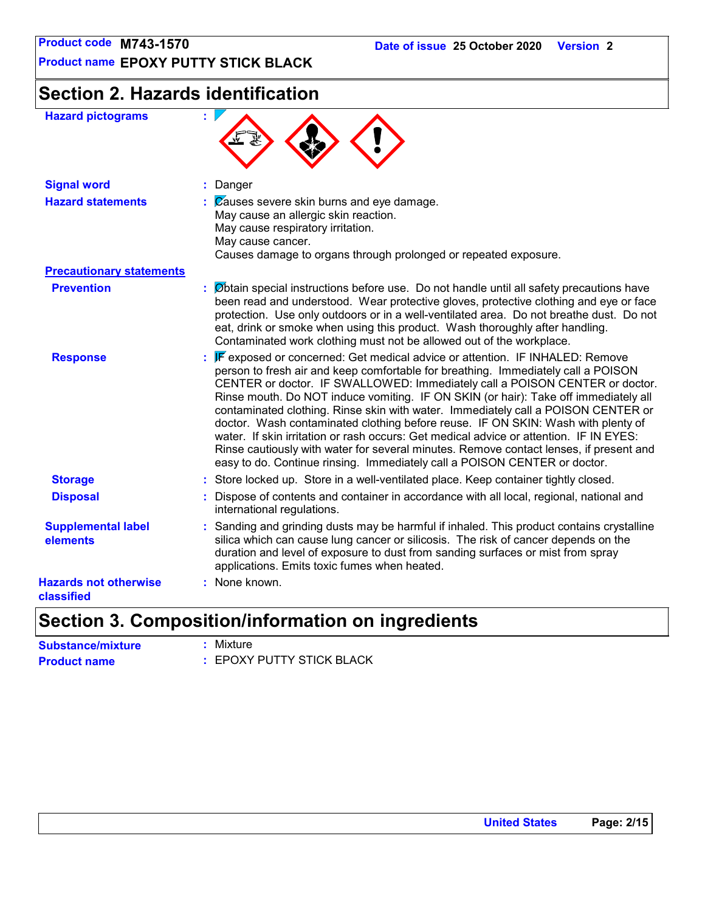## Section 2. Hazards identification

**Hazard pictograms** :

**Signal word** : Danger

**Hazard statements** : Causes severe skin burns and eye damage.
May cause an allergic skin reaction.
May cause respiratory irritation.
May cause cancer.
Causes damage to organs through prolonged or repeated exposure.

**Precautionary statements**

**Prevention** : Obtain special instructions before use. Do not handle until all safety precautions have been read and understood. Wear protective gloves, protective clothing and eye or face protection. Use only outdoors or in a well-ventilated area. Do not breathe dust. Do not eat, drink or smoke when using this product. Wash thoroughly after handling. Contaminated work clothing must not be allowed out of the workplace.

**Response** : IF exposed or concerned: Get medical advice or attention. IF INHALED: Remove person to fresh air and keep comfortable for breathing. Immediately call a POISON CENTER or doctor. IF SWALLOWED: Immediately call a POISON CENTER or doctor. Rinse mouth. Do NOT induce vomiting. IF ON SKIN (or hair): Take off immediately all contaminated clothing. Rinse skin with water. Immediately call a POISON CENTER or doctor. Wash contaminated clothing before reuse. IF ON SKIN: Wash with plenty of water. If skin irritation or rash occurs: Get medical advice or attention. IF IN EYES: Rinse cautiously with water for several minutes. Remove contact lenses, if present and easy to do. Continue rinsing. Immediately call a POISON CENTER or doctor.

**Storage** : Store locked up. Store in a well-ventilated place. Keep container tightly closed.

**Disposal** : Dispose of contents and container in accordance with all local, regional, national and international regulations.

**Supplemental label elements** : Sanding and grinding dusts may be harmful if inhaled. This product contains crystalline silica which can cause lung cancer or silicosis. The risk of cancer depends on the duration and level of exposure to dust from sanding surfaces or mist from spray applications. Emits toxic fumes when heated.

**Hazards not otherwise classified** : None known.

## Section 3. Composition/information on ingredients

**Substance/mixture** : Mixture

**Product name** : EPOXY PUTTY STICK BLACK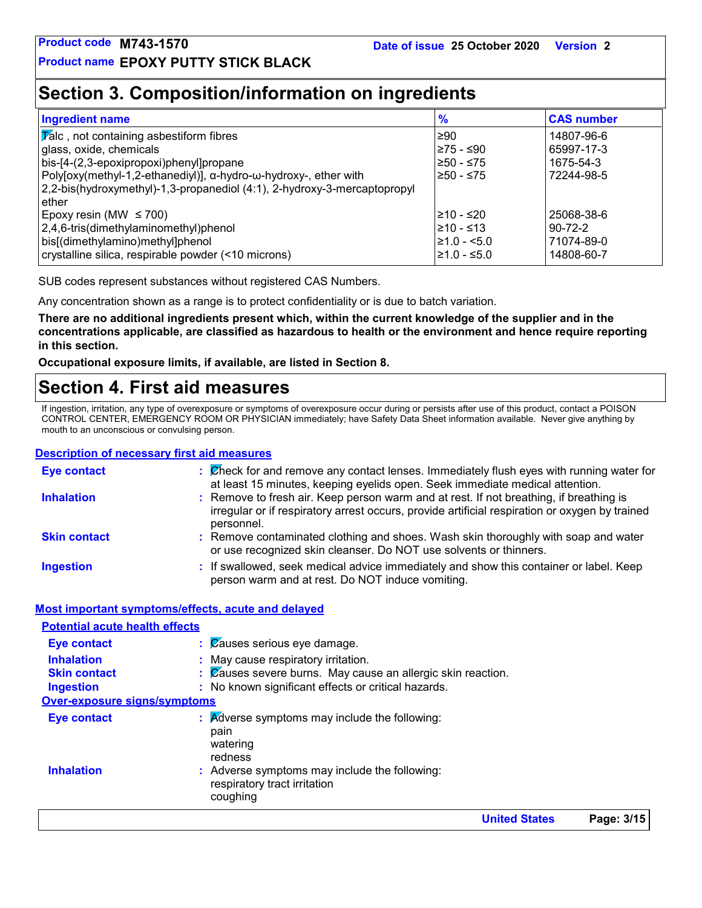## Section 3. Composition/information on ingredients

| Ingredient name | % | CAS number |
|---|---|---|
| Talc , not containing asbestiform fibres | ≥90 | 14807-96-6 |
| glass, oxide, chemicals | ≥75 - ≤90 | 65997-17-3 |
| bis-[4-(2,3-epoxipropoxi)phenyl]propane | ≥50 - ≤75 | 1675-54-3 |
| Poly[oxy(methyl-1,2-ethanediyl)], α-hydro-ω-hydroxy-, ether with 2,2-bis(hydroxymethyl)-1,3-propanediol (4:1), 2-hydroxy-3-mercaptopropyl ether | ≥50 - ≤75 | 72244-98-5 |
| Epoxy resin (MW ≤ 700) | ≥10 - ≤20 | 25068-38-6 |
| 2,4,6-tris(dimethylaminomethyl)phenol | ≥10 - ≤13 | 90-72-2 |
| bis[(dimethylamino)methyl]phenol | ≥1.0 - <5.0 | 71074-89-0 |
| crystalline silica, respirable powder (<10 microns) | ≥1.0 - ≤5.0 | 14808-60-7 |

SUB codes represent substances without registered CAS Numbers.

Any concentration shown as a range is to protect confidentiality or is due to batch variation.

**There are no additional ingredients present which, within the current knowledge of the supplier and in the concentrations applicable, are classified as hazardous to health or the environment and hence require reporting in this section.**

**Occupational exposure limits, if available, are listed in Section 8.**

## Section 4. First aid measures

If ingestion, irritation, any type of overexposure or symptoms of overexposure occur during or persists after use of this product, contact a POISON CONTROL CENTER, EMERGENCY ROOM OR PHYSICIAN immediately; have Safety Data Sheet information available. Never give anything by mouth to an unconscious or convulsing person.

### Description of necessary first aid measures

**Eye contact** : Check for and remove any contact lenses. Immediately flush eyes with running water for at least 15 minutes, keeping eyelids open. Seek immediate medical attention.

**Inhalation** : Remove to fresh air. Keep person warm and at rest. If not breathing, if breathing is irregular or if respiratory arrest occurs, provide artificial respiration or oxygen by trained personnel.

**Skin contact** : Remove contaminated clothing and shoes. Wash skin thoroughly with soap and water or use recognized skin cleanser. Do NOT use solvents or thinners.

**Ingestion** : If swallowed, seek medical advice immediately and show this container or label. Keep person warm and at rest. Do NOT induce vomiting.

### Most important symptoms/effects, acute and delayed

#### Potential acute health effects

**Eye contact** : Causes serious eye damage.

**Inhalation** : May cause respiratory irritation.

**Skin contact** : Causes severe burns. May cause an allergic skin reaction.

**Ingestion** : No known significant effects or critical hazards.

#### Over-exposure signs/symptoms

**Eye contact** : Adverse symptoms may include the following:
pain
watering
redness

**Inhalation** : Adverse symptoms may include the following:
respiratory tract irritation
coughing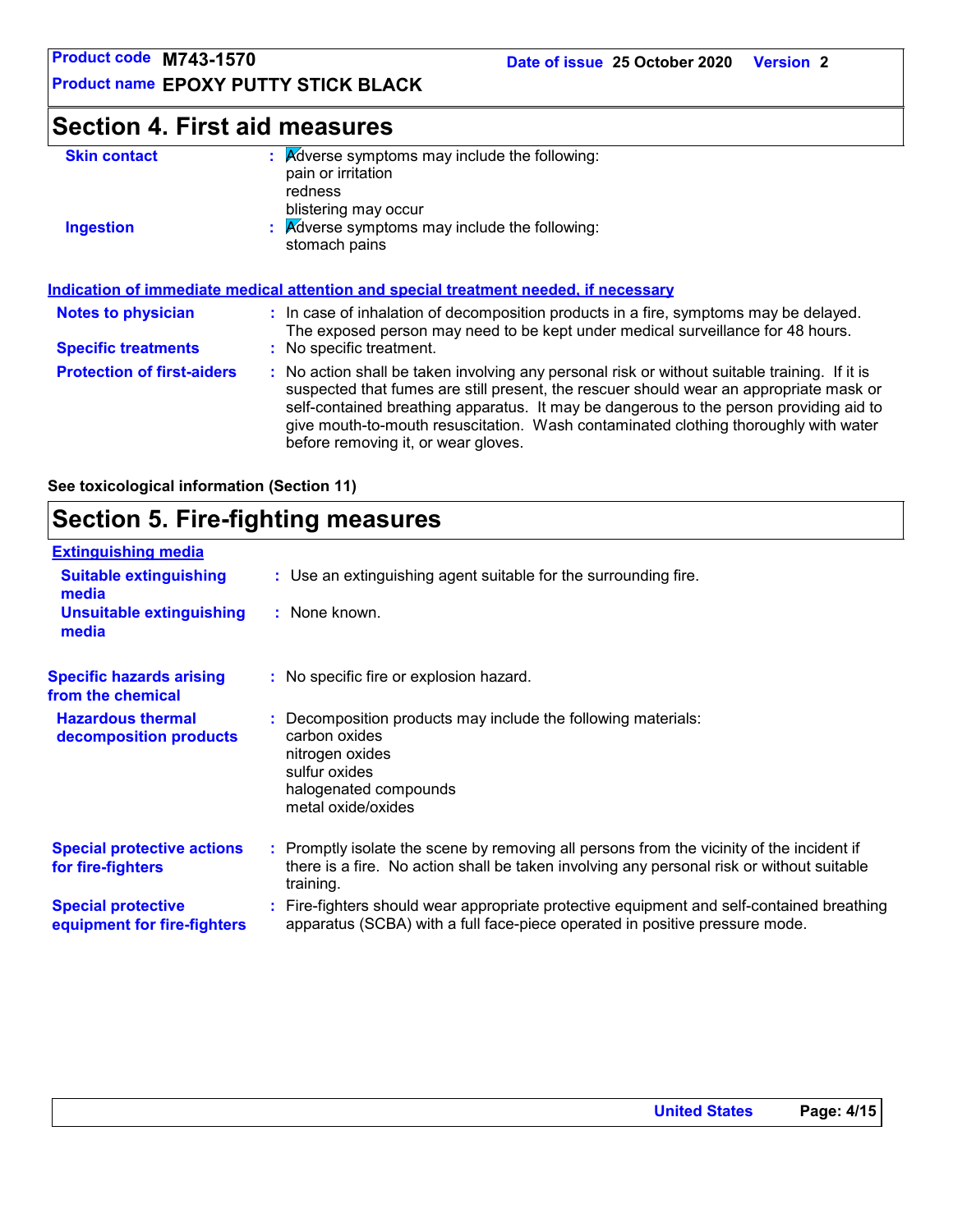## Section 4. First aid measures

**Skin contact** : Adverse symptoms may include the following:
pain or irritation
redness
blistering may occur

**Ingestion** : Adverse symptoms may include the following:
stomach pains

**Indication of immediate medical attention and special treatment needed, if necessary**

**Notes to physician** : In case of inhalation of decomposition products in a fire, symptoms may be delayed. The exposed person may need to be kept under medical surveillance for 48 hours.

**Specific treatments** : No specific treatment.

**Protection of first-aiders** : No action shall be taken involving any personal risk or without suitable training. If it is suspected that fumes are still present, the rescuer should wear an appropriate mask or self-contained breathing apparatus. It may be dangerous to the person providing aid to give mouth-to-mouth resuscitation. Wash contaminated clothing thoroughly with water before removing it, or wear gloves.

**See toxicological information (Section 11)**

## Section 5. Fire-fighting measures

**Extinguishing media**

**Suitable extinguishing media** : Use an extinguishing agent suitable for the surrounding fire.

**Unsuitable extinguishing media** : None known.

**Specific hazards arising from the chemical** : No specific fire or explosion hazard.

**Hazardous thermal decomposition products** : Decomposition products may include the following materials:
carbon oxides
nitrogen oxides
sulfur oxides
halogenated compounds
metal oxide/oxides

**Special protective actions for fire-fighters** : Promptly isolate the scene by removing all persons from the vicinity of the incident if there is a fire. No action shall be taken involving any personal risk or without suitable training.

**Special protective equipment for fire-fighters** : Fire-fighters should wear appropriate protective equipment and self-contained breathing apparatus (SCBA) with a full face-piece operated in positive pressure mode.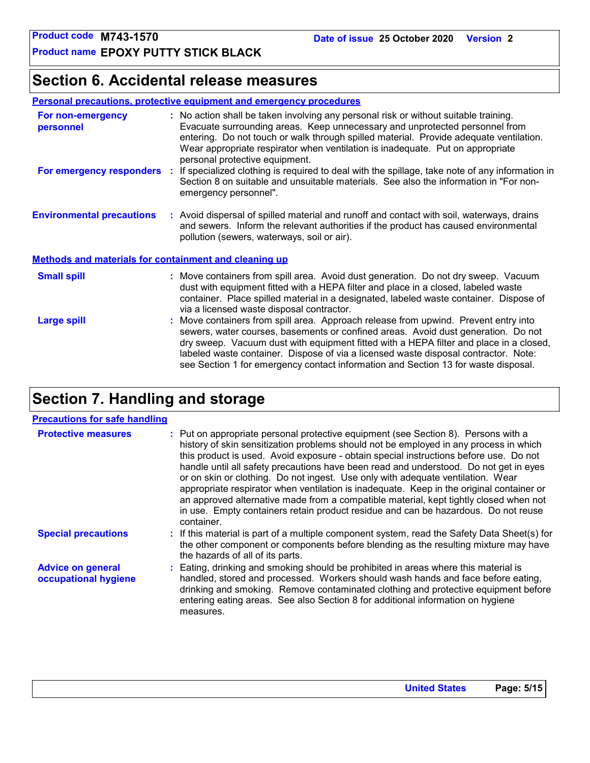## Section 6. Accidental release measures

### Personal precautions, protective equipment and emergency procedures

**For non-emergency personnel** : No action shall be taken involving any personal risk or without suitable training. Evacuate surrounding areas. Keep unnecessary and unprotected personnel from entering. Do not touch or walk through spilled material. Provide adequate ventilation. Wear appropriate respirator when ventilation is inadequate. Put on appropriate personal protective equipment.

**For emergency responders** : If specialized clothing is required to deal with the spillage, take note of any information in Section 8 on suitable and unsuitable materials. See also the information in "For non-emergency personnel".

**Environmental precautions** : Avoid dispersal of spilled material and runoff and contact with soil, waterways, drains and sewers. Inform the relevant authorities if the product has caused environmental pollution (sewers, waterways, soil or air).

### Methods and materials for containment and cleaning up

**Small spill** : Move containers from spill area. Avoid dust generation. Do not dry sweep. Vacuum dust with equipment fitted with a HEPA filter and place in a closed, labeled waste container. Place spilled material in a designated, labeled waste container. Dispose of via a licensed waste disposal contractor.

**Large spill** : Move containers from spill area. Approach release from upwind. Prevent entry into sewers, water courses, basements or confined areas. Avoid dust generation. Do not dry sweep. Vacuum dust with equipment fitted with a HEPA filter and place in a closed, labeled waste container. Dispose of via a licensed waste disposal contractor. Note: see Section 1 for emergency contact information and Section 13 for waste disposal.

## Section 7. Handling and storage

### Precautions for safe handling

**Protective measures** : Put on appropriate personal protective equipment (see Section 8). Persons with a history of skin sensitization problems should not be employed in any process in which this product is used. Avoid exposure - obtain special instructions before use. Do not handle until all safety precautions have been read and understood. Do not get in eyes or on skin or clothing. Do not ingest. Use only with adequate ventilation. Wear appropriate respirator when ventilation is inadequate. Keep in the original container or an approved alternative made from a compatible material, kept tightly closed when not in use. Empty containers retain product residue and can be hazardous. Do not reuse container.

**Special precautions** : If this material is part of a multiple component system, read the Safety Data Sheet(s) for the other component or components before blending as the resulting mixture may have the hazards of all of its parts.

**Advice on general occupational hygiene** : Eating, drinking and smoking should be prohibited in areas where this material is handled, stored and processed. Workers should wash hands and face before eating, drinking and smoking. Remove contaminated clothing and protective equipment before entering eating areas. See also Section 8 for additional information on hygiene measures.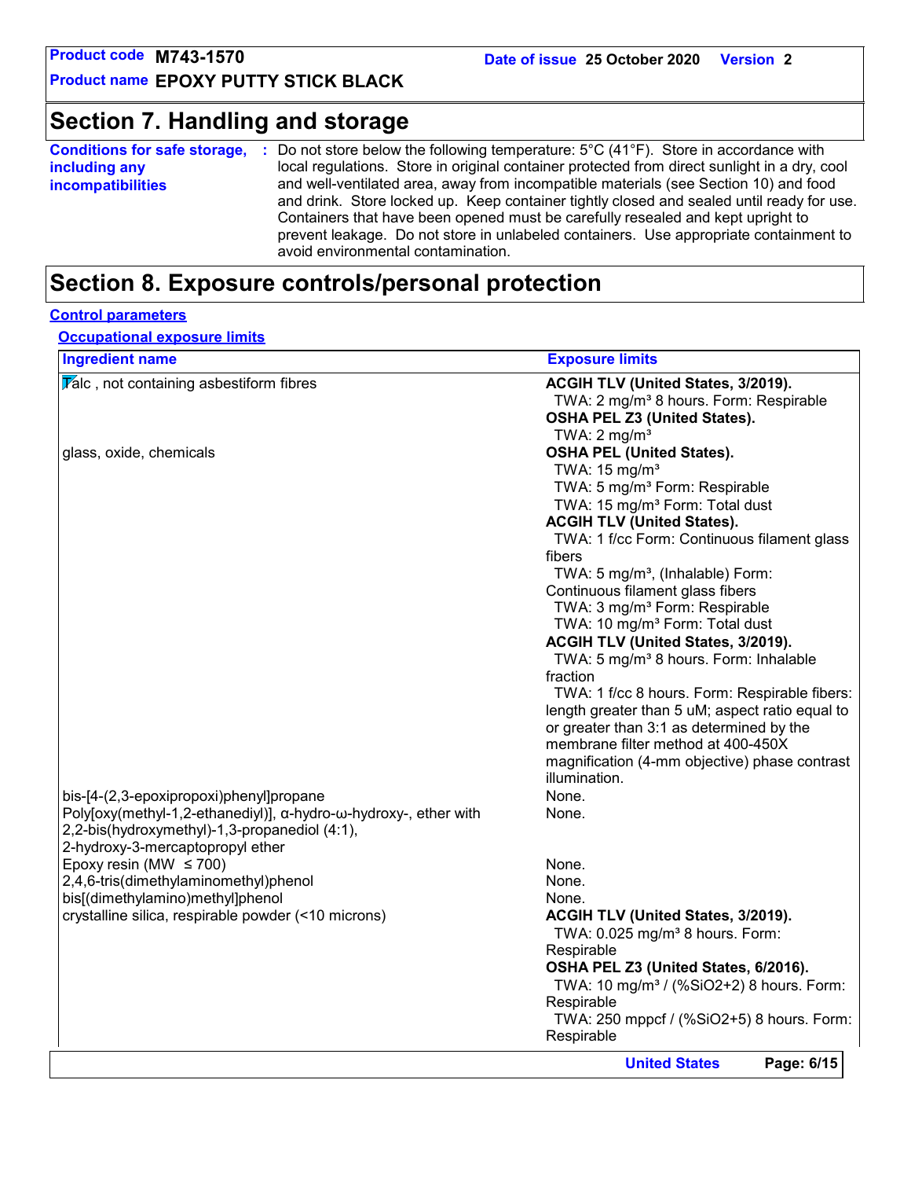## Section 7. Handling and storage

**Conditions for safe storage, including any incompatibilities** : Do not store below the following temperature: 5°C (41°F). Store in accordance with local regulations. Store in original container protected from direct sunlight in a dry, cool and well-ventilated area, away from incompatible materials (see Section 10) and food and drink. Store locked up. Keep container tightly closed and sealed until ready for use. Containers that have been opened must be carefully resealed and kept upright to prevent leakage. Do not store in unlabeled containers. Use appropriate containment to avoid environmental contamination.

## Section 8. Exposure controls/personal protection

**Control parameters**

**Occupational exposure limits**

| Ingredient name | Exposure limits |
|---|---|
| Talc , not containing asbestiform fibres | **ACGIH TLV (United States, 3/2019).**<br>TWA: 2 mg/m³ 8 hours. Form: Respirable<br>**OSHA PEL Z3 (United States).**<br>TWA: 2 mg/m³ |
| glass, oxide, chemicals | **OSHA PEL (United States).**<br>TWA: 15 mg/m³<br>TWA: 5 mg/m³ Form: Respirable<br>TWA: 15 mg/m³ Form: Total dust<br>**ACGIH TLV (United States).**<br>TWA: 1 f/cc Form: Continuous filament glass fibers<br>TWA: 5 mg/m³, (Inhalable) Form: Continuous filament glass fibers<br>TWA: 3 mg/m³ Form: Respirable<br>TWA: 10 mg/m³ Form: Total dust<br>**ACGIH TLV (United States, 3/2019).**<br>TWA: 5 mg/m³ 8 hours. Form: Inhalable fraction<br>TWA: 1 f/cc 8 hours. Form: Respirable fibers: length greater than 5 uM; aspect ratio equal to or greater than 3:1 as determined by the membrane filter method at 400-450X magnification (4-mm objective) phase contrast illumination. |
| bis-[4-(2,3-epoxipropoxi)phenyl]propane | None. |
| Poly[oxy(methyl-1,2-ethanediyl)], α-hydro-ω-hydroxy-, ether with 2,2-bis(hydroxymethyl)-1,3-propanediol (4:1), 2-hydroxy-3-mercaptopropyl ether | None. |
| Epoxy resin (MW ≤ 700) | None. |
| 2,4,6-tris(dimethylaminomethyl)phenol | None. |
| bis[(dimethylamino)methyl]phenol | None. |
| crystalline silica, respirable powder (<10 microns) | **ACGIH TLV (United States, 3/2019).**<br>TWA: 0.025 mg/m³ 8 hours. Form: Respirable<br>**OSHA PEL Z3 (United States, 6/2016).**<br>TWA: 10 mg/m³ / (%SiO2+2) 8 hours. Form: Respirable<br>TWA: 250 mppcf / (%SiO2+5) 8 hours. Form: Respirable |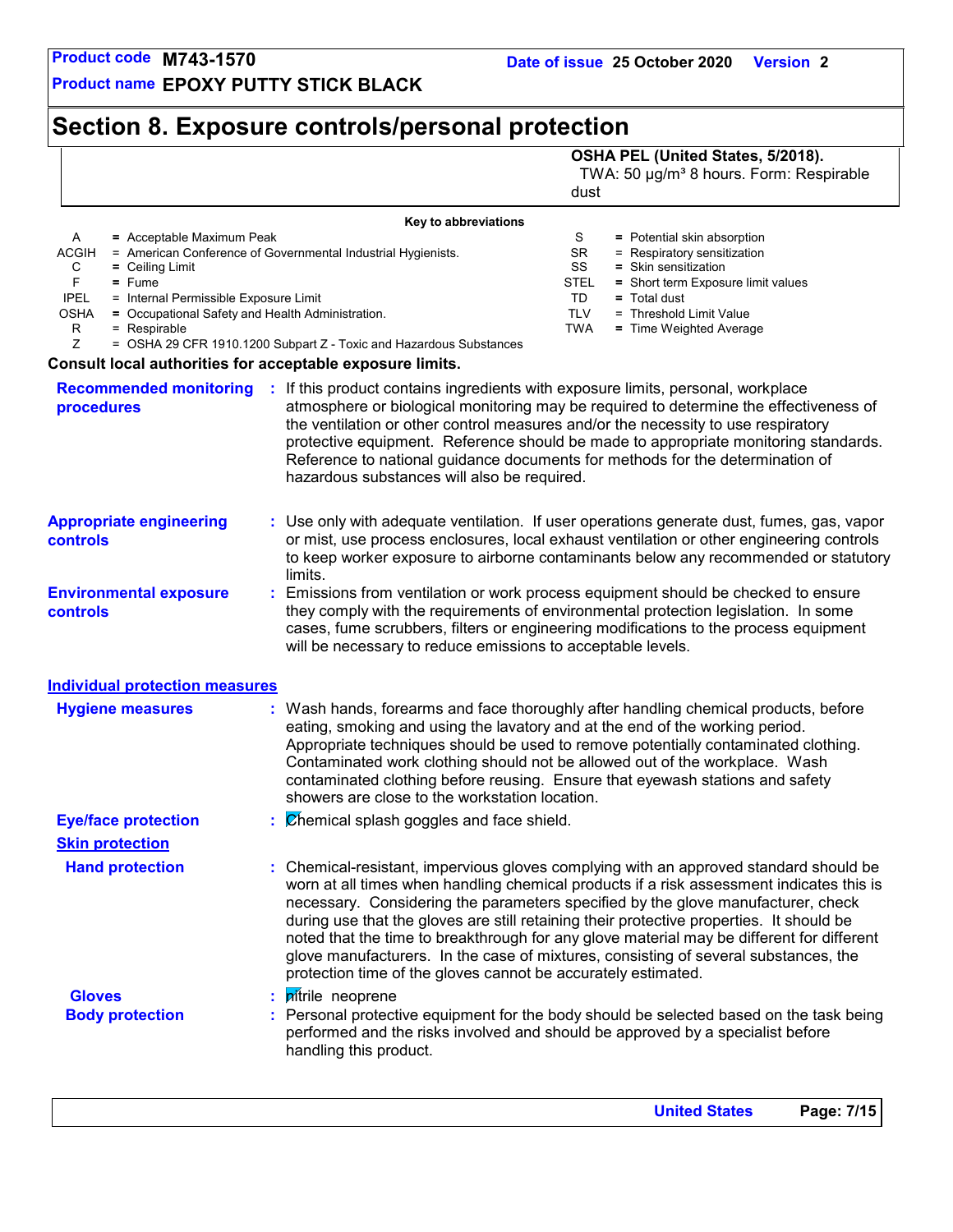# Section 8. Exposure controls/personal protection

| | |
|---|---|
| | **OSHA PEL (United States, 5/2018).**<br>TWA: 50 μg/m³ 8 hours. Form: Respirable dust |

**Key to abbreviations**

| | | | |
|---|---|---|---|
| A | = Acceptable Maximum Peak | S | = Potential skin absorption |
| ACGIH | = American Conference of Governmental Industrial Hygienists. | SR | = Respiratory sensitization |
| C | = Ceiling Limit | SS | = Skin sensitization |
| F | = Fume | STEL | = Short term Exposure limit values |
| IPEL | = Internal Permissible Exposure Limit | TD | = Total dust |
| OSHA | = Occupational Safety and Health Administration. | TLV | = Threshold Limit Value |
| R | = Respirable | TWA | = Time Weighted Average |
| Z | = OSHA 29 CFR 1910.1200 Subpart Z - Toxic and Hazardous Substances | | |

**Consult local authorities for acceptable exposure limits.**

**Recommended monitoring procedures** : If this product contains ingredients with exposure limits, personal, workplace atmosphere or biological monitoring may be required to determine the effectiveness of the ventilation or other control measures and/or the necessity to use respiratory protective equipment. Reference should be made to appropriate monitoring standards. Reference to national guidance documents for methods for the determination of hazardous substances will also be required.

**Appropriate engineering controls** : Use only with adequate ventilation. If user operations generate dust, fumes, gas, vapor or mist, use process enclosures, local exhaust ventilation or other engineering controls to keep worker exposure to airborne contaminants below any recommended or statutory limits.

**Environmental exposure controls** : Emissions from ventilation or work process equipment should be checked to ensure they comply with the requirements of environmental protection legislation. In some cases, fume scrubbers, filters or engineering modifications to the process equipment will be necessary to reduce emissions to acceptable levels.

## Individual protection measures

**Hygiene measures** : Wash hands, forearms and face thoroughly after handling chemical products, before eating, smoking and using the lavatory and at the end of the working period. Appropriate techniques should be used to remove potentially contaminated clothing. Contaminated work clothing should not be allowed out of the workplace. Wash contaminated clothing before reusing. Ensure that eyewash stations and safety showers are close to the workstation location.

**Eye/face protection** : Chemical splash goggles and face shield.

**Skin protection**

**Hand protection** : Chemical-resistant, impervious gloves complying with an approved standard should be worn at all times when handling chemical products if a risk assessment indicates this is necessary. Considering the parameters specified by the glove manufacturer, check during use that the gloves are still retaining their protective properties. It should be noted that the time to breakthrough for any glove material may be different for different glove manufacturers. In the case of mixtures, consisting of several substances, the protection time of the gloves cannot be accurately estimated.

**Gloves** : nitrile neoprene

**Body protection** : Personal protective equipment for the body should be selected based on the task being performed and the risks involved and should be approved by a specialist before handling this product.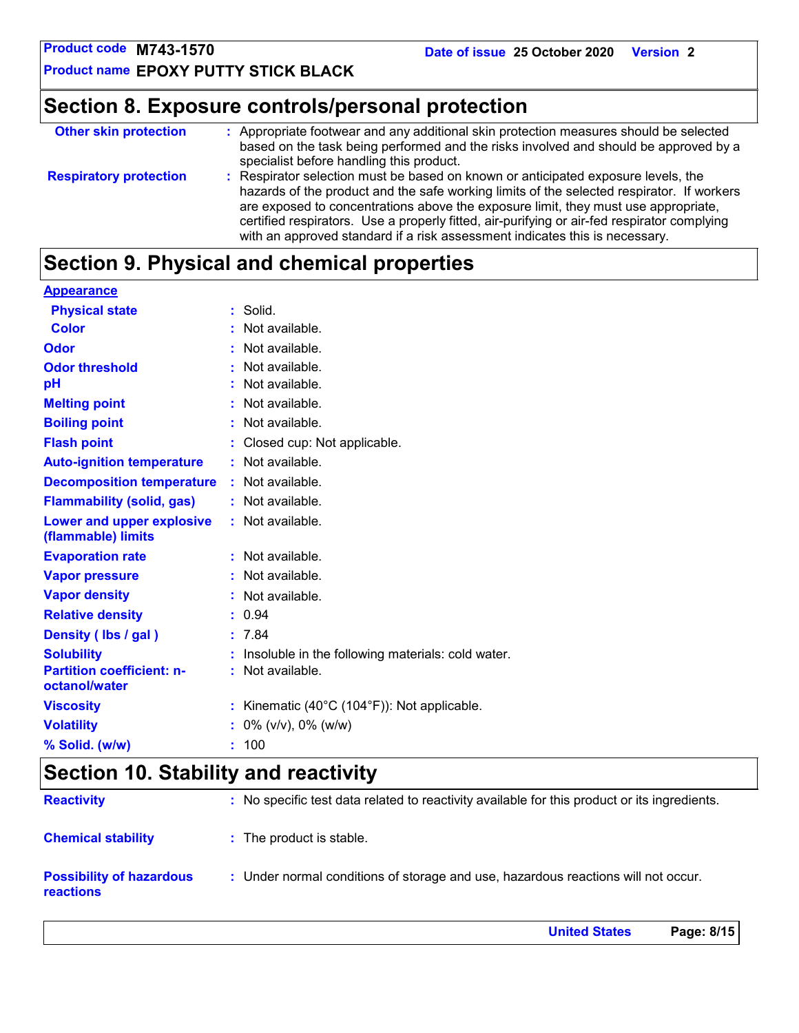## Section 8. Exposure controls/personal protection

| | |
|---|---|
| **Other skin protection** | Appropriate footwear and any additional skin protection measures should be selected based on the task being performed and the risks involved and should be approved by a specialist before handling this product. |
| **Respiratory protection** | Respirator selection must be based on known or anticipated exposure levels, the hazards of the product and the safe working limits of the selected respirator. If workers are exposed to concentrations above the exposure limit, they must use appropriate, certified respirators. Use a properly fitted, air-purifying or air-fed respirator complying with an approved standard if a risk assessment indicates this is necessary. |

## Section 9. Physical and chemical properties

**Appearance**

| | |
|---|---|
| **Physical state** | Solid. |
| **Color** | Not available. |
| **Odor** | Not available. |
| **Odor threshold** | Not available. |
| **pH** | Not available. |
| **Melting point** | Not available. |
| **Boiling point** | Not available. |
| **Flash point** | Closed cup: Not applicable. |
| **Auto-ignition temperature** | Not available. |
| **Decomposition temperature** | Not available. |
| **Flammability (solid, gas)** | Not available. |
| **Lower and upper explosive (flammable) limits** | Not available. |
| **Evaporation rate** | Not available. |
| **Vapor pressure** | Not available. |
| **Vapor density** | Not available. |
| **Relative density** | 0.94 |
| **Density ( lbs / gal )** | 7.84 |
| **Solubility** | Insoluble in the following materials: cold water. |
| **Partition coefficient: n-octanol/water** | Not available. |
| **Viscosity** | Kinematic (40°C (104°F)): Not applicable. |
| **Volatility** | 0% (v/v), 0% (w/w) |
| **% Solid. (w/w)** | 100 |

## Section 10. Stability and reactivity

| | |
|---|---|
| **Reactivity** | No specific test data related to reactivity available for this product or its ingredients. |
| **Chemical stability** | The product is stable. |
| **Possibility of hazardous reactions** | Under normal conditions of storage and use, hazardous reactions will not occur. |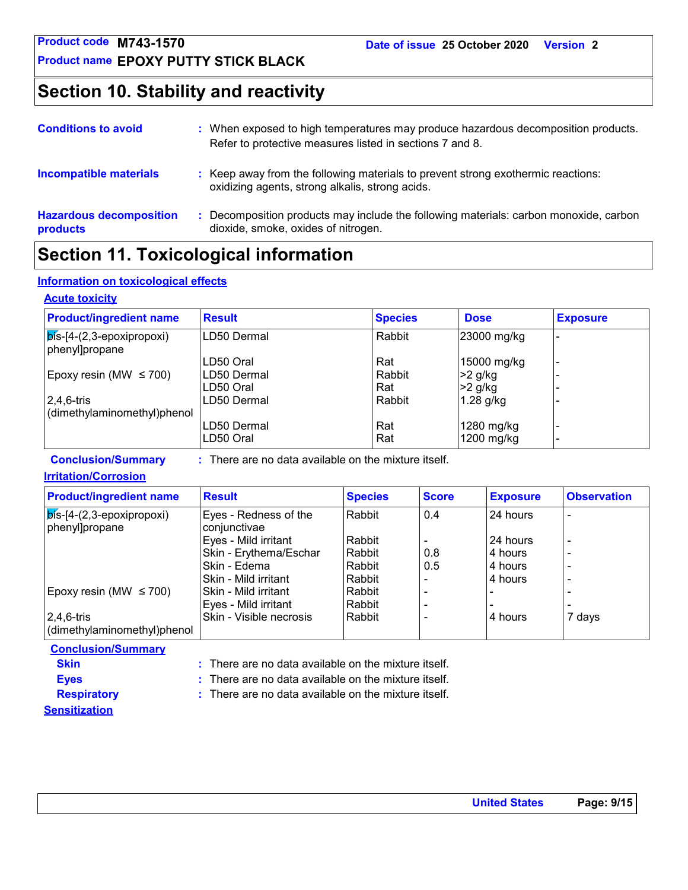## Section 10. Stability and reactivity

**Conditions to avoid** : When exposed to high temperatures may produce hazardous decomposition products. Refer to protective measures listed in sections 7 and 8.

**Incompatible materials** : Keep away from the following materials to prevent strong exothermic reactions: oxidizing agents, strong alkalis, strong acids.

**Hazardous decomposition products** : Decomposition products may include the following materials: carbon monoxide, carbon dioxide, smoke, oxides of nitrogen.

## Section 11. Toxicological information

### Information on toxicological effects

#### Acute toxicity

| Product/ingredient name | Result | Species | Dose | Exposure |
|---|---|---|---|---|
| bis-[4-(2,3-epoxipropoxi) phenyl]propane | LD50 Dermal | Rabbit | 23000 mg/kg | - |
| | LD50 Oral | Rat | 15000 mg/kg | - |
| Epoxy resin (MW ≤ 700) | LD50 Dermal | Rabbit | >2 g/kg | - |
| | LD50 Oral | Rat | >2 g/kg | - |
| 2,4,6-tris (dimethylaminomethyl)phenol | LD50 Dermal | Rabbit | 1.28 g/kg | - |
| | LD50 Dermal | Rat | 1280 mg/kg | - |
| | LD50 Oral | Rat | 1200 mg/kg | - |

**Conclusion/Summary** : There are no data available on the mixture itself.

#### Irritation/Corrosion

| Product/ingredient name | Result | Species | Score | Exposure | Observation |
|---|---|---|---|---|---|
| bis-[4-(2,3-epoxipropoxi) phenyl]propane | Eyes - Redness of the conjunctivae | Rabbit | 0.4 | 24 hours | - |
| | Eyes - Mild irritant | Rabbit | - | 24 hours | - |
| | Skin - Erythema/Eschar | Rabbit | 0.8 | 4 hours | - |
| | Skin - Edema | Rabbit | 0.5 | 4 hours | - |
| | Skin - Mild irritant | Rabbit | - | 4 hours | - |
| Epoxy resin (MW ≤ 700) | Skin - Mild irritant | Rabbit | - | - | - |
| | Eyes - Mild irritant | Rabbit | - | - | - |
| 2,4,6-tris (dimethylaminomethyl)phenol | Skin - Visible necrosis | Rabbit | - | 4 hours | 7 days |

**Conclusion/Summary**

**Skin** : There are no data available on the mixture itself.

**Eyes** : There are no data available on the mixture itself.

**Respiratory** : There are no data available on the mixture itself.

#### Sensitization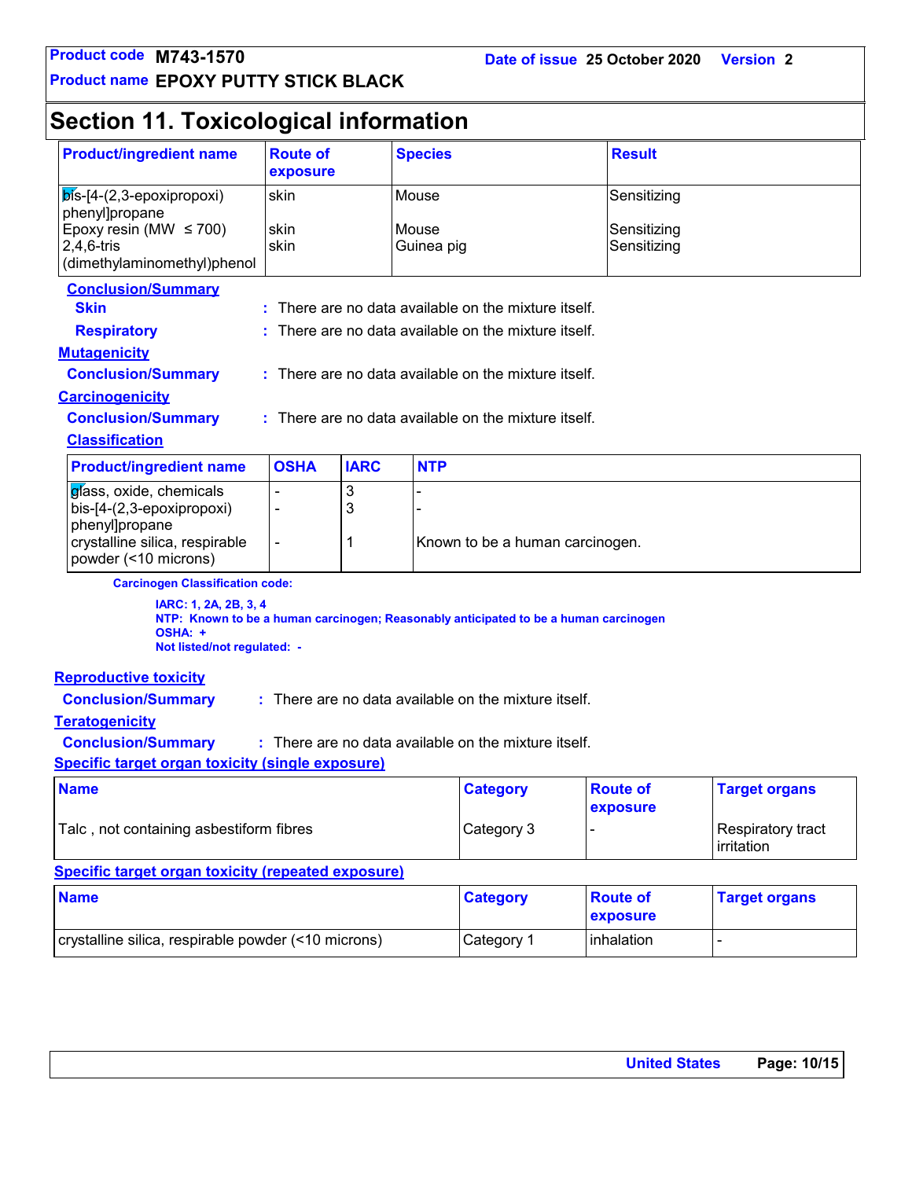# Section 11. Toxicological information

| Product/ingredient name | Route of exposure | Species | Result |
|---|---|---|---|
| bis-[4-(2,3-epoxipropoxi) phenyl]propane | skin | Mouse | Sensitizing |
| Epoxy resin (MW ≤ 700) | skin | Mouse | Sensitizing |
| 2,4,6-tris (dimethylaminomethyl)phenol | skin | Guinea pig | Sensitizing |

**Conclusion/Summary**

**Skin** : There are no data available on the mixture itself.

**Respiratory** : There are no data available on the mixture itself.

**Mutagenicity**

**Conclusion/Summary** : There are no data available on the mixture itself.

**Carcinogenicity**

**Conclusion/Summary** : There are no data available on the mixture itself.

**Classification**

| Product/ingredient name | OSHA | IARC | NTP |
|---|---|---|---|
| glass, oxide, chemicals | - | 3 | - |
| bis-[4-(2,3-epoxipropoxi) phenyl]propane | - | 3 | - |
| crystalline silica, respirable powder (<10 microns) | - | 1 | Known to be a human carcinogen. |

**Carcinogen Classification code:**

**IARC: 1, 2A, 2B, 3, 4**
**NTP: Known to be a human carcinogen; Reasonably anticipated to be a human carcinogen**
**OSHA: +**
**Not listed/not regulated: -**

**Reproductive toxicity**

**Conclusion/Summary** : There are no data available on the mixture itself.

**Teratogenicity**

**Conclusion/Summary** : There are no data available on the mixture itself.

**Specific target organ toxicity (single exposure)**

| Name | Category | Route of exposure | Target organs |
|---|---|---|---|
| Talc , not containing asbestiform fibres | Category 3 | - | Respiratory tract irritation |

**Specific target organ toxicity (repeated exposure)**

| Name | Category | Route of exposure | Target organs |
|---|---|---|---|
| crystalline silica, respirable powder (<10 microns) | Category 1 | inhalation | - |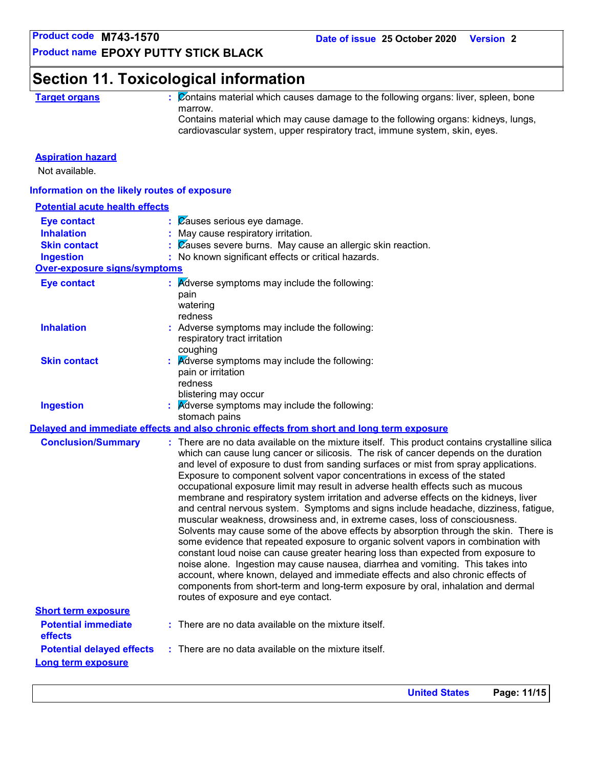## Section 11. Toxicological information

**Target organs** : Contains material which causes damage to the following organs: liver, spleen, bone marrow.
Contains material which may cause damage to the following organs: kidneys, lungs, cardiovascular system, upper respiratory tract, immune system, skin, eyes.

**Aspiration hazard**

Not available.

### Information on the likely routes of exposure

**Potential acute health effects**

- **Eye contact** : Causes serious eye damage.
- **Inhalation** : May cause respiratory irritation.
- **Skin contact** : Causes severe burns. May cause an allergic skin reaction.
- **Ingestion** : No known significant effects or critical hazards.

**Over-exposure signs/symptoms**

- **Eye contact** : Adverse symptoms may include the following:
  pain
  watering
  redness
- **Inhalation** : Adverse symptoms may include the following:
  respiratory tract irritation
  coughing
- **Skin contact** : Adverse symptoms may include the following:
  pain or irritation
  redness
  blistering may occur
- **Ingestion** : Adverse symptoms may include the following:
  stomach pains

### Delayed and immediate effects and also chronic effects from short and long term exposure

**Conclusion/Summary** : There are no data available on the mixture itself. This product contains crystalline silica which can cause lung cancer or silicosis. The risk of cancer depends on the duration and level of exposure to dust from sanding surfaces or mist from spray applications. Exposure to component solvent vapor concentrations in excess of the stated occupational exposure limit may result in adverse health effects such as mucous membrane and respiratory system irritation and adverse effects on the kidneys, liver and central nervous system. Symptoms and signs include headache, dizziness, fatigue, muscular weakness, drowsiness and, in extreme cases, loss of consciousness. Solvents may cause some of the above effects by absorption through the skin. There is some evidence that repeated exposure to organic solvent vapors in combination with constant loud noise can cause greater hearing loss than expected from exposure to noise alone. Ingestion may cause nausea, diarrhea and vomiting. This takes into account, where known, delayed and immediate effects and also chronic effects of components from short-term and long-term exposure by oral, inhalation and dermal routes of exposure and eye contact.

**Short term exposure**

- **Potential immediate effects** : There are no data available on the mixture itself.
- **Potential delayed effects** : There are no data available on the mixture itself.

**Long term exposure**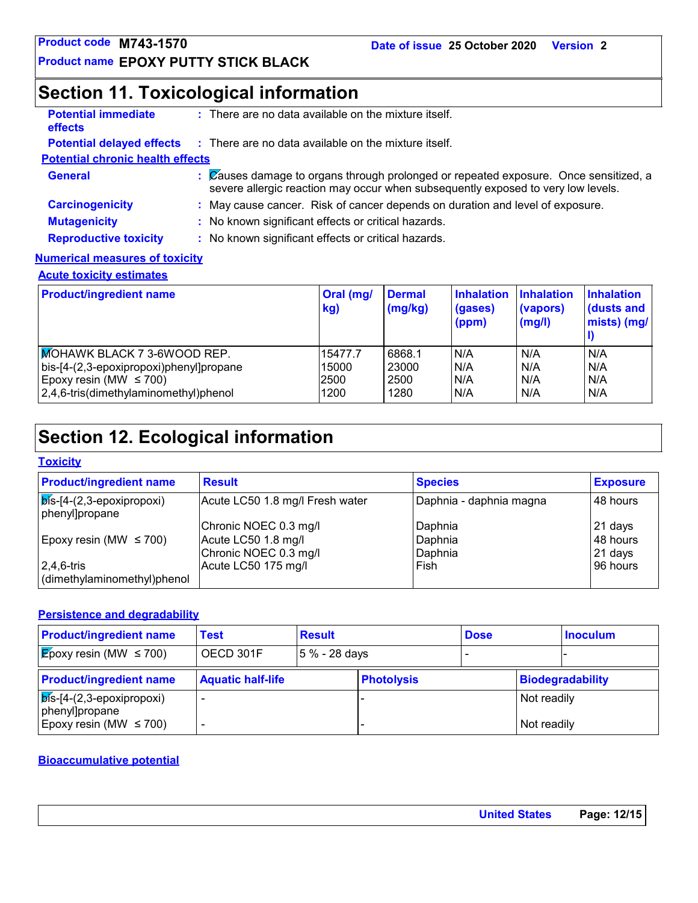# Section 11. Toxicological information

**Potential immediate effects** : There are no data available on the mixture itself.

**Potential delayed effects** : There are no data available on the mixture itself.

**Potential chronic health effects**

**General** : Causes damage to organs through prolonged or repeated exposure. Once sensitized, a severe allergic reaction may occur when subsequently exposed to very low levels.

**Carcinogenicity** : May cause cancer. Risk of cancer depends on duration and level of exposure.

**Mutagenicity** : No known significant effects or critical hazards.

**Reproductive toxicity** : No known significant effects or critical hazards.

**Numerical measures of toxicity**

**Acute toxicity estimates**

| Product/ingredient name | Oral (mg/kg) | Dermal (mg/kg) | Inhalation (gases) (ppm) | Inhalation (vapors) (mg/l) | Inhalation (dusts and mists) (mg/l) |
|---|---|---|---|---|---|
| MOHAWK BLACK 7 3-6WOOD REP. | 15477.7 | 6868.1 | N/A | N/A | N/A |
| bis-[4-(2,3-epoxipropoxi)phenyl]propane | 15000 | 23000 | N/A | N/A | N/A |
| Epoxy resin (MW ≤ 700) | 2500 | 2500 | N/A | N/A | N/A |
| 2,4,6-tris(dimethylaminomethyl)phenol | 1200 | 1280 | N/A | N/A | N/A |

# Section 12. Ecological information

**Toxicity**

| Product/ingredient name | Result | Species | Exposure |
|---|---|---|---|
| bis-[4-(2,3-epoxipropoxi) phenyl]propane | Acute LC50 1.8 mg/l Fresh water | Daphnia - daphnia magna | 48 hours |
| | Chronic NOEC 0.3 mg/l | Daphnia | 21 days |
| Epoxy resin (MW ≤ 700) | Acute LC50 1.8 mg/l | Daphnia | 48 hours |
| | Chronic NOEC 0.3 mg/l | Daphnia | 21 days |
| 2,4,6-tris (dimethylaminomethyl)phenol | Acute LC50 175 mg/l | Fish | 96 hours |

**Persistence and degradability**

| Product/ingredient name | Test | Result | Dose | Inoculum |
|---|---|---|---|---|
| Epoxy resin (MW ≤ 700) | OECD 301F | 5 % - 28 days | - | - |

| Product/ingredient name | Aquatic half-life | Photolysis | Biodegradability |
|---|---|---|---|
| bis-[4-(2,3-epoxipropoxi) phenyl]propane | - | - | Not readily |
| Epoxy resin (MW ≤ 700) | - | - | Not readily |

**Bioaccumulative potential**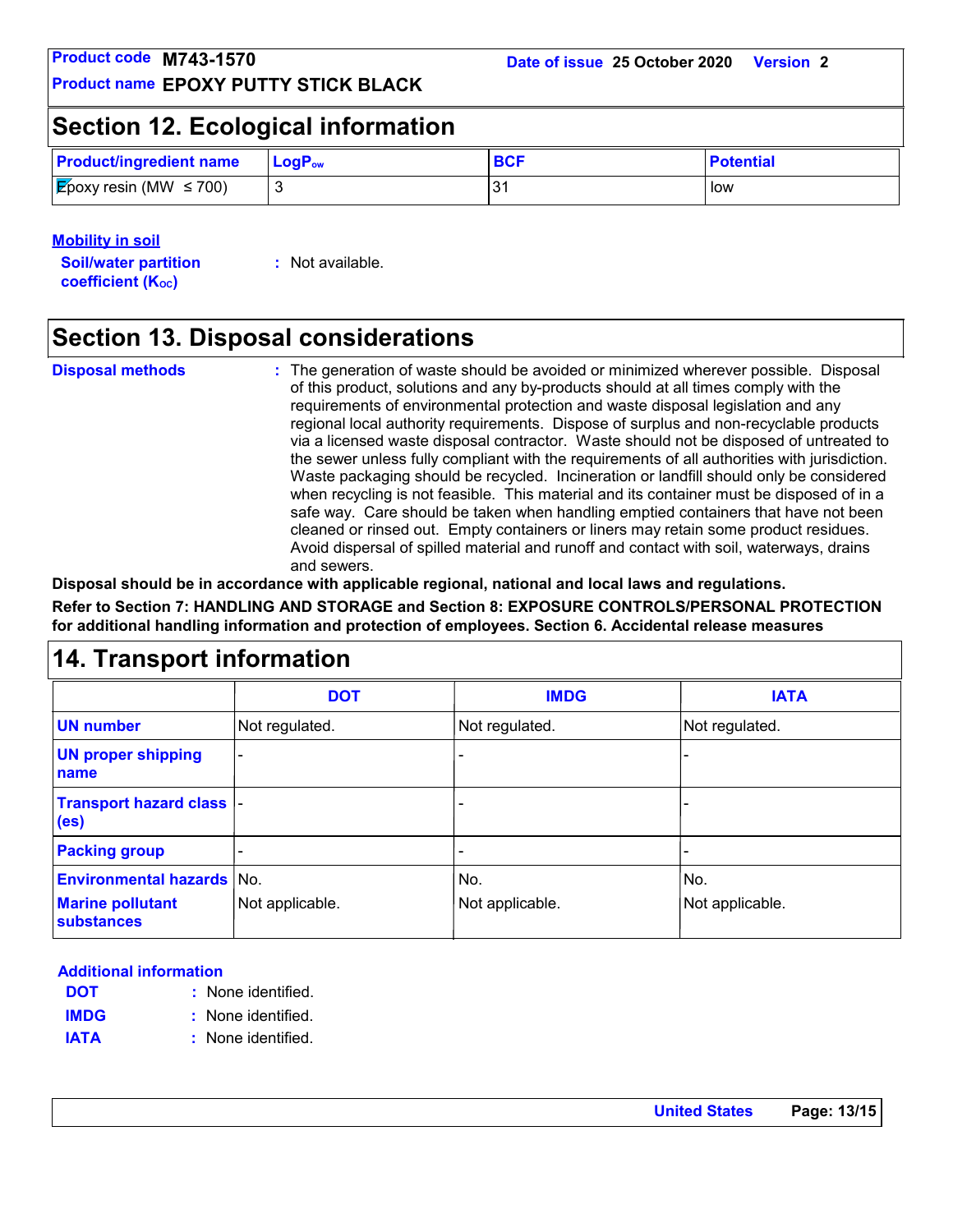## Section 12. Ecological information

| Product/ingredient name | $LogP_{ow}$ | BCF | Potential |
|---|---|---|---|
| Epoxy resin (MW ≤ 700) | 3 | 31 | low |

**Mobility in soil**

**Soil/water partition coefficient ($K_{OC}$)** : Not available.

## Section 13. Disposal considerations

**Disposal methods** : The generation of waste should be avoided or minimized wherever possible. Disposal of this product, solutions and any by-products should at all times comply with the requirements of environmental protection and waste disposal legislation and any regional local authority requirements. Dispose of surplus and non-recyclable products via a licensed waste disposal contractor. Waste should not be disposed of untreated to the sewer unless fully compliant with the requirements of all authorities with jurisdiction. Waste packaging should be recycled. Incineration or landfill should only be considered when recycling is not feasible. This material and its container must be disposed of in a safe way. Care should be taken when handling emptied containers that have not been cleaned or rinsed out. Empty containers or liners may retain some product residues. Avoid dispersal of spilled material and runoff and contact with soil, waterways, drains and sewers.

**Disposal should be in accordance with applicable regional, national and local laws and regulations.**

**Refer to Section 7: HANDLING AND STORAGE and Section 8: EXPOSURE CONTROLS/PERSONAL PROTECTION for additional handling information and protection of employees. Section 6. Accidental release measures**

## 14. Transport information

| | DOT | IMDG | IATA |
|---|---|---|---|
| UN number | Not regulated. | Not regulated. | Not regulated. |
| UN proper shipping name | - | - | - |
| Transport hazard class (es) | - | - | - |
| Packing group | - | - | - |
| Environmental hazards | No. | No. | No. |
| Marine pollutant substances | Not applicable. | Not applicable. | Not applicable. |

**Additional information**

**DOT** : None identified.

**IMDG** : None identified.

**IATA** : None identified.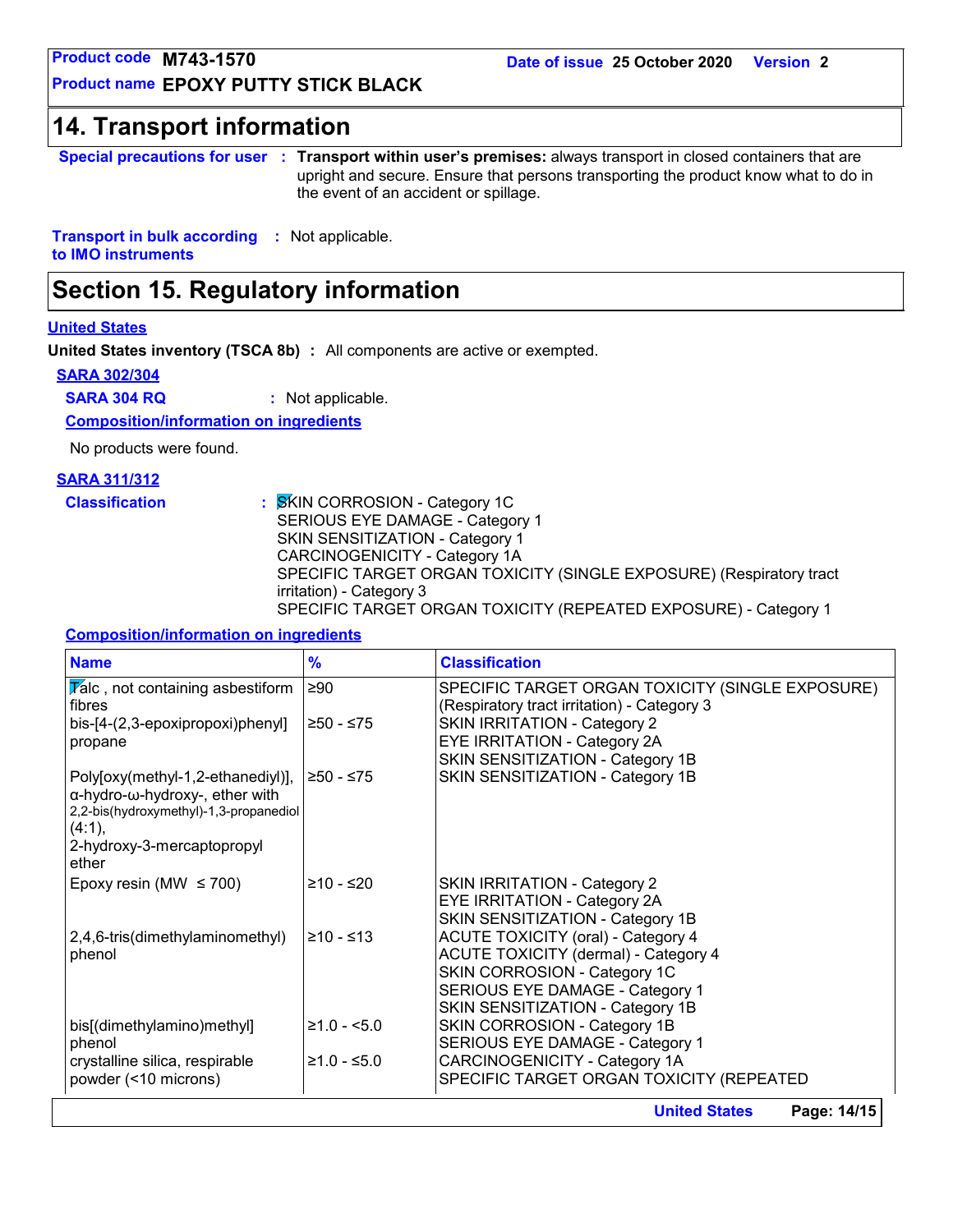## 14. Transport information

**Special precautions for user** : **Transport within user's premises:** always transport in closed containers that are upright and secure. Ensure that persons transporting the product know what to do in the event of an accident or spillage.

**Transport in bulk according to IMO instruments** : Not applicable.

## Section 15. Regulatory information

**United States**

**United States inventory (TSCA 8b)** : All components are active or exempted.

**SARA 302/304**

**SARA 304 RQ** : Not applicable.

**Composition/information on ingredients**

No products were found.

**SARA 311/312**

**Classification** : SKIN CORROSION - Category 1C
SERIOUS EYE DAMAGE - Category 1
SKIN SENSITIZATION - Category 1
CARCINOGENICITY - Category 1A
SPECIFIC TARGET ORGAN TOXICITY (SINGLE EXPOSURE) (Respiratory tract irritation) - Category 3
SPECIFIC TARGET ORGAN TOXICITY (REPEATED EXPOSURE) - Category 1

**Composition/information on ingredients**

| Name | % | Classification |
|---|---|---|
| Talc , not containing asbestiform fibres | ≥90 | SPECIFIC TARGET ORGAN TOXICITY (SINGLE EXPOSURE) (Respiratory tract irritation) - Category 3 |
| bis-[4-(2,3-epoxipropoxi)phenyl] propane | ≥50 - ≤75 | SKIN IRRITATION - Category 2<br>EYE IRRITATION - Category 2A<br>SKIN SENSITIZATION - Category 1B |
| Poly[oxy(methyl-1,2-ethanediyl)], α-hydro-ω-hydroxy-, ether with 2,2-bis(hydroxymethyl)-1,3-propanediol (4:1), 2-hydroxy-3-mercaptopropyl ether | ≥50 - ≤75 | SKIN SENSITIZATION - Category 1B |
| Epoxy resin (MW ≤ 700) | ≥10 - ≤20 | SKIN IRRITATION - Category 2<br>EYE IRRITATION - Category 2A<br>SKIN SENSITIZATION - Category 1B |
| 2,4,6-tris(dimethylaminomethyl) phenol | ≥10 - ≤13 | ACUTE TOXICITY (oral) - Category 4<br>ACUTE TOXICITY (dermal) - Category 4<br>SKIN CORROSION - Category 1C<br>SERIOUS EYE DAMAGE - Category 1<br>SKIN SENSITIZATION - Category 1B |
| bis[(dimethylamino)methyl] phenol | ≥1.0 - <5.0 | SKIN CORROSION - Category 1B<br>SERIOUS EYE DAMAGE - Category 1 |
| crystalline silica, respirable powder (<10 microns) | ≥1.0 - ≤5.0 | CARCINOGENICITY - Category 1A<br>SPECIFIC TARGET ORGAN TOXICITY (REPEATED |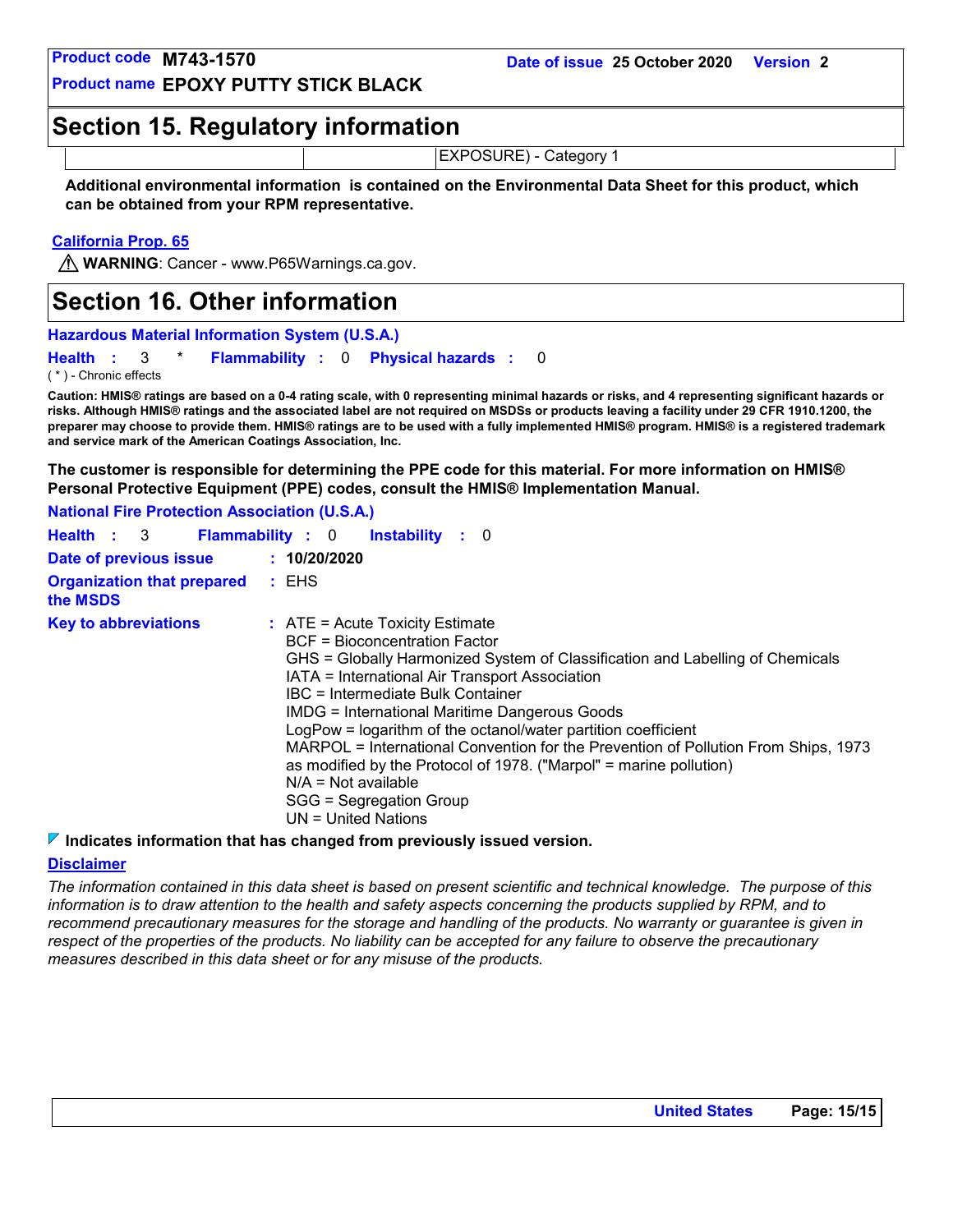## Section 15. Regulatory information

| | | |
|---|---|---|
| | | EXPOSURE) - Category 1 |

**Additional environmental information is contained on the Environmental Data Sheet for this product, which can be obtained from your RPM representative.**

**California Prop. 65**

⚠ **WARNING**: Cancer - www.P65Warnings.ca.gov.

## Section 16. Other information

**Hazardous Material Information System (U.S.A.)**

**Health :** 3 * **Flammability :** 0 **Physical hazards :** 0

( * ) - Chronic effects

**Caution: HMIS® ratings are based on a 0-4 rating scale, with 0 representing minimal hazards or risks, and 4 representing significant hazards or risks. Although HMIS® ratings and the associated label are not required on MSDSs or products leaving a facility under 29 CFR 1910.1200, the preparer may choose to provide them. HMIS® ratings are to be used with a fully implemented HMIS® program. HMIS® is a registered trademark and service mark of the American Coatings Association, Inc.**

**The customer is responsible for determining the PPE code for this material. For more information on HMIS® Personal Protective Equipment (PPE) codes, consult the HMIS® Implementation Manual.**

**National Fire Protection Association (U.S.A.)**

**Health :** 3 **Flammability :** 0 **Instability :** 0

**Date of previous issue** : **10/20/2020**

**Organization that prepared the MSDS** : EHS

**Key to abbreviations** : ATE = Acute Toxicity Estimate
BCF = Bioconcentration Factor
GHS = Globally Harmonized System of Classification and Labelling of Chemicals
IATA = International Air Transport Association
IBC = Intermediate Bulk Container
IMDG = International Maritime Dangerous Goods
LogPow = logarithm of the octanol/water partition coefficient
MARPOL = International Convention for the Prevention of Pollution From Ships, 1973 as modified by the Protocol of 1978. ("Marpol" = marine pollution)
N/A = Not available
SGG = Segregation Group
UN = United Nations

**Indicates information that has changed from previously issued version.**

**Disclaimer**

*The information contained in this data sheet is based on present scientific and technical knowledge. The purpose of this information is to draw attention to the health and safety aspects concerning the products supplied by RPM, and to recommend precautionary measures for the storage and handling of the products. No warranty or guarantee is given in respect of the properties of the products. No liability can be accepted for any failure to observe the precautionary measures described in this data sheet or for any misuse of the products.*